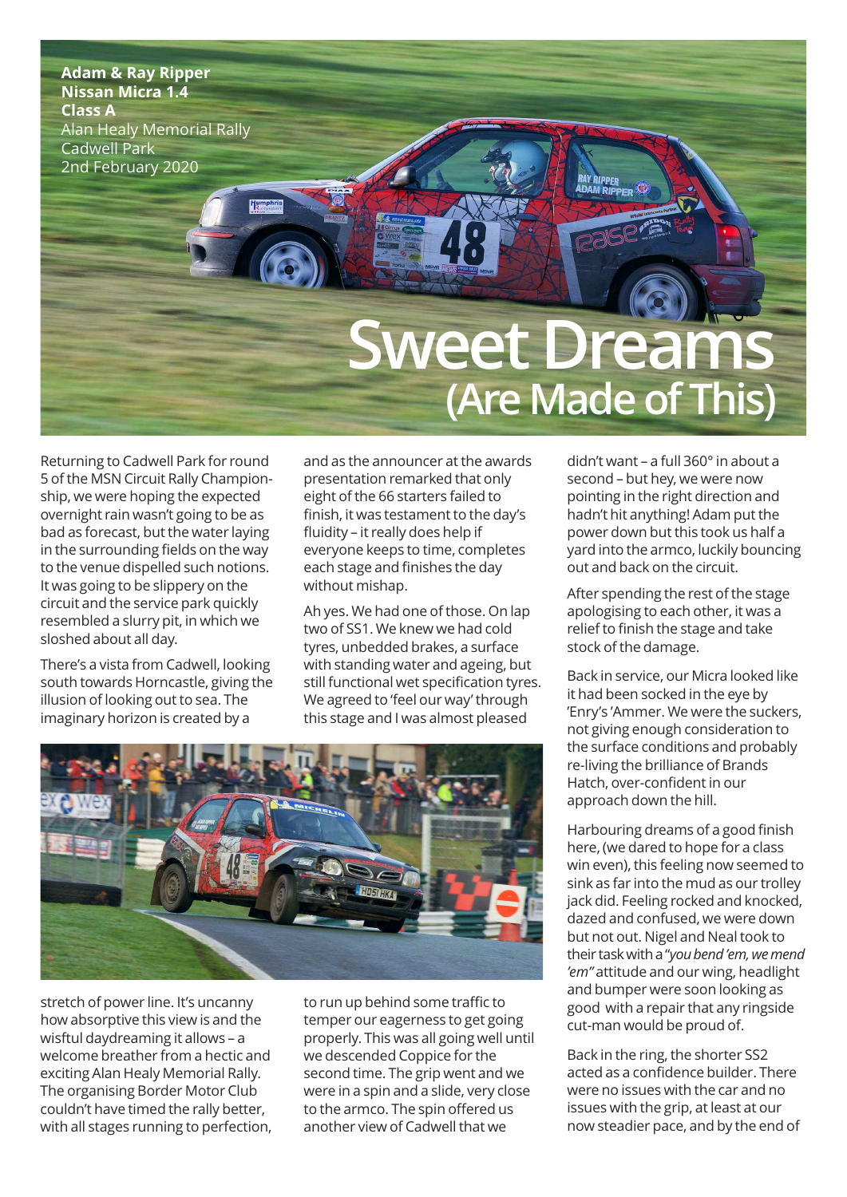**Adam & Ray Ripper**
**Nissan Micra 1.4**
**Class A**
Alan Healy Memorial Rally
Cadwell Park
2nd February 2020

# Sweet Dreams
## (Are Made of This)

Returning to Cadwell Park for round 5 of the MSN Circuit Rally Championship, we were hoping the expected overnight rain wasn't going to be as bad as forecast, but the water laying in the surrounding fields on the way to the venue dispelled such notions. It was going to be slippery on the circuit and the service park quickly resembled a slurry pit, in which we sloshed about all day.

There's a vista from Cadwell, looking south towards Horncastle, giving the illusion of looking out to sea. The imaginary horizon is created by a stretch of power line. It's uncanny how absorptive this view is and the wistful daydreaming it allows – a welcome breather from a hectic and exciting Alan Healy Memorial Rally. The organising Border Motor Club couldn't have timed the rally better, with all stages running to perfection, and as the announcer at the awards presentation remarked that only eight of the 66 starters failed to finish, it was testament to the day's fluidity – it really does help if everyone keeps to time, completes each stage and finishes the day without mishap.

Ah yes. We had one of those. On lap two of SS1. We knew we had cold tyres, unbedded brakes, a surface with standing water and ageing, but still functional wet specification tyres. We agreed to 'feel our way' through this stage and I was almost pleased to run up behind some traffic to temper our eagerness to get going properly. This was all going well until we descended Coppice for the second time. The grip went and we were in a spin and a slide, very close to the armco. The spin offered us another view of Cadwell that we didn't want – a full 360° in about a second – but hey, we were now pointing in the right direction and hadn't hit anything! Adam put the power down but this took us half a yard into the armco, luckily bouncing out and back on the circuit.

After spending the rest of the stage apologising to each other, it was a relief to finish the stage and take stock of the damage.

Back in service, our Micra looked like it had been socked in the eye by 'Enry's 'Ammer. We were the suckers, not giving enough consideration to the surface conditions and probably re-living the brilliance of Brands Hatch, over-confident in our approach down the hill.

Harbouring dreams of a good finish here, (we dared to hope for a class win even), this feeling now seemed to sink as far into the mud as our trolley jack did. Feeling rocked and knocked, dazed and confused, we were down but not out. Nigel and Neal took to their task with a *"you bend 'em, we mend 'em"* attitude and our wing, headlight and bumper were soon looking as good with a repair that any ringside cut-man would be proud of.

Back in the ring, the shorter SS2 acted as a confidence builder. There were no issues with the car and no issues with the grip, at least at our now steadier pace, and by the end of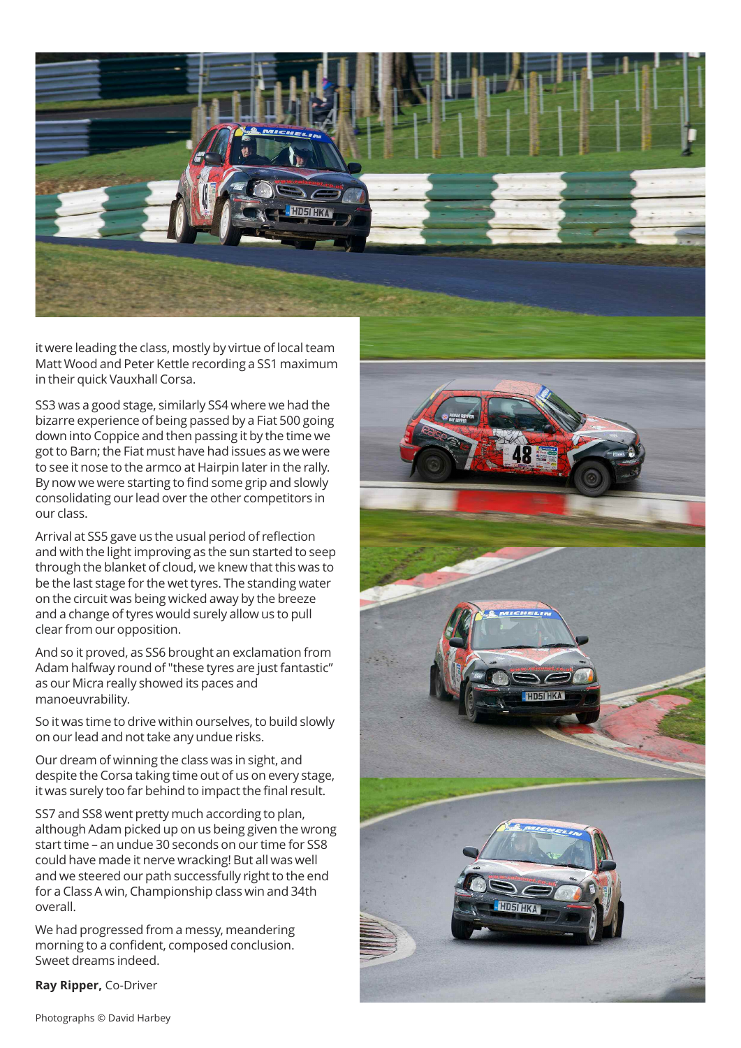it were leading the class, mostly by virtue of local team Matt Wood and Peter Kettle recording a SS1 maximum in their quick Vauxhall Corsa.

SS3 was a good stage, similarly SS4 where we had the bizarre experience of being passed by a Fiat 500 going down into Coppice and then passing it by the time we got to Barn; the Fiat must have had issues as we were to see it nose to the armco at Hairpin later in the rally. By now we were starting to find some grip and slowly consolidating our lead over the other competitors in our class.

Arrival at SS5 gave us the usual period of reflection and with the light improving as the sun started to seep through the blanket of cloud, we knew that this was to be the last stage for the wet tyres. The standing water on the circuit was being wicked away by the breeze and a change of tyres would surely allow us to pull clear from our opposition.

And so it proved, as SS6 brought an exclamation from Adam halfway round of "these tyres are just fantastic" as our Micra really showed its paces and manoeuvrability.

So it was time to drive within ourselves, to build slowly on our lead and not take any undue risks.

Our dream of winning the class was in sight, and despite the Corsa taking time out of us on every stage, it was surely too far behind to impact the final result.

SS7 and SS8 went pretty much according to plan, although Adam picked up on us being given the wrong start time – an undue 30 seconds on our time for SS8 could have made it nerve wracking! But all was well and we steered our path successfully right to the end for a Class A win, Championship class win and 34th overall.

We had progressed from a messy, meandering morning to a confident, composed conclusion. Sweet dreams indeed.

**Ray Ripper,** Co-Driver

Photographs © David Harbey